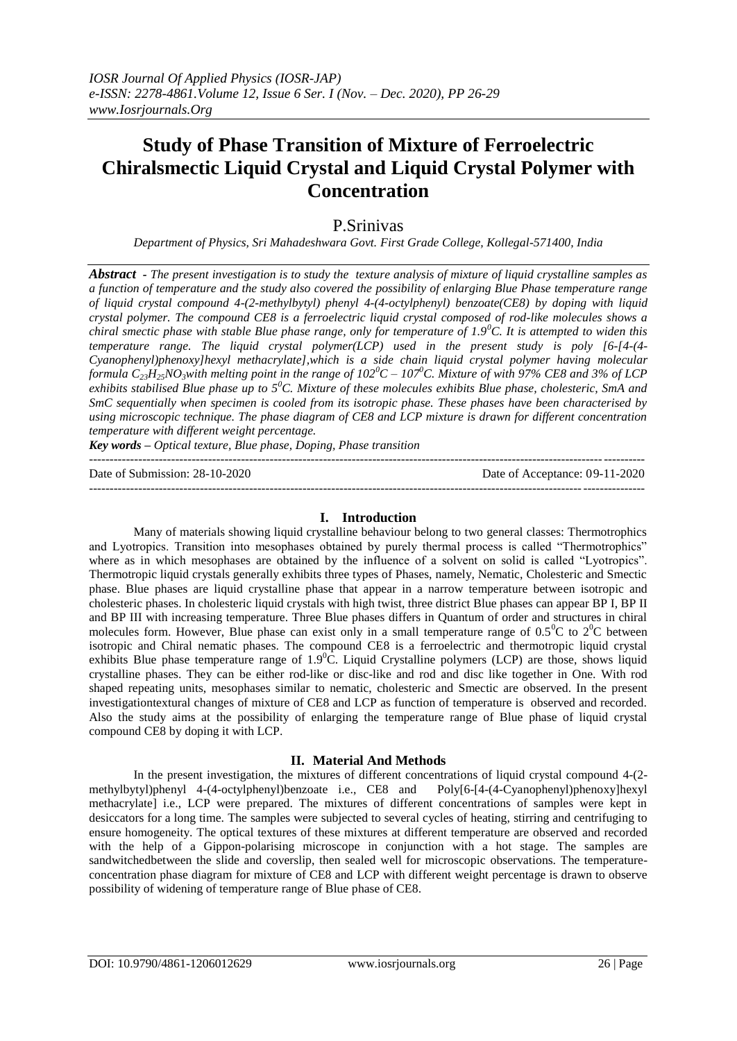# Study of Phase Transition of Mixture of Ferroelectric Chiralsmectic Liquid Crystal and Liquid Crystal Polymer with Concentration

## P.Srinivas

*Department of Physics, Sri Mahadeshwara Govt. First Grade College, Kollegal-571400, India*

***Abstract*** *- The present investigation is to study the texture analysis of mixture of liquid crystalline samples as a function of temperature and the study also covered the possibility of enlarging Blue Phase temperature range of liquid crystal compound 4-(2-methylbytyl) phenyl 4-(4-octylphenyl) benzoate(CE8) by doping with liquid crystal polymer. The compound CE8 is a ferroelectric liquid crystal composed of rod-like molecules shows a chiral smectic phase with stable Blue phase range, only for temperature of $1.9^0C$. It is attempted to widen this temperature range. The liquid crystal polymer(LCP) used in the present study is poly [6-[4-(4-Cyanophenyl)phenoxy]hexyl methacrylate],which is a side chain liquid crystal polymer having molecular formula $C_{23}H_{25}NO_3$with melting point in the range of $102^0C – 107^0C$. Mixture of with 97% CE8 and 3% of LCP exhibits stabilised Blue phase up to $5^0C$. Mixture of these molecules exhibits Blue phase, cholesteric, SmA and SmC sequentially when specimen is cooled from its isotropic phase. These phases have been characterised by using microscopic technique. The phase diagram of CE8 and LCP mixture is drawn for different concentration temperature with different weight percentage.*

***Key words –*** *Optical texture, Blue phase, Doping, Phase transition*

---

Date of Submission: 28-10-2020 Date of Acceptance: 09-11-2020

---

## I. Introduction

Many of materials showing liquid crystalline behaviour belong to two general classes: Thermotrophics and Lyotropics. Transition into mesophases obtained by purely thermal process is called "Thermotrophics" where as in which mesophases are obtained by the influence of a solvent on solid is called "Lyotropics". Thermotropic liquid crystals generally exhibits three types of Phases, namely, Nematic, Cholesteric and Smectic phase. Blue phases are liquid crystalline phase that appear in a narrow temperature between isotropic and cholesteric phases. In cholesteric liquid crystals with high twist, three district Blue phases can appear BP I, BP II and BP III with increasing temperature. Three Blue phases differs in Quantum of order and structures in chiral molecules form. However, Blue phase can exist only in a small temperature range of $0.5^0C$ to $2^0C$ between isotropic and Chiral nematic phases. The compound CE8 is a ferroelectric and thermotropic liquid crystal exhibits Blue phase temperature range of $1.9^0C$. Liquid Crystalline polymers (LCP) are those, shows liquid crystalline phases. They can be either rod-like or disc-like and rod and disc like together in One. With rod shaped repeating units, mesophases similar to nematic, cholesteric and Smectic are observed. In the present investigationtextural changes of mixture of CE8 and LCP as function of temperature is observed and recorded. Also the study aims at the possibility of enlarging the temperature range of Blue phase of liquid crystal compound CE8 by doping it with LCP.

## II. Material And Methods

In the present investigation, the mixtures of different concentrations of liquid crystal compound 4-(2-methylbytyl)phenyl 4-(4-octylphenyl)benzoate i.e., CE8 and Poly[6-[4-(4-Cyanophenyl)phenoxy]hexyl methacrylate] i.e., LCP were prepared. The mixtures of different concentrations of samples were kept in desiccators for a long time. The samples were subjected to several cycles of heating, stirring and centrifuging to ensure homogeneity. The optical textures of these mixtures at different temperature are observed and recorded with the help of a Gippon-polarising microscope in conjunction with a hot stage. The samples are sandwitchedbetween the slide and coverslip, then sealed well for microscopic observations. The temperature-concentration phase diagram for mixture of CE8 and LCP with different weight percentage is drawn to observe possibility of widening of temperature range of Blue phase of CE8.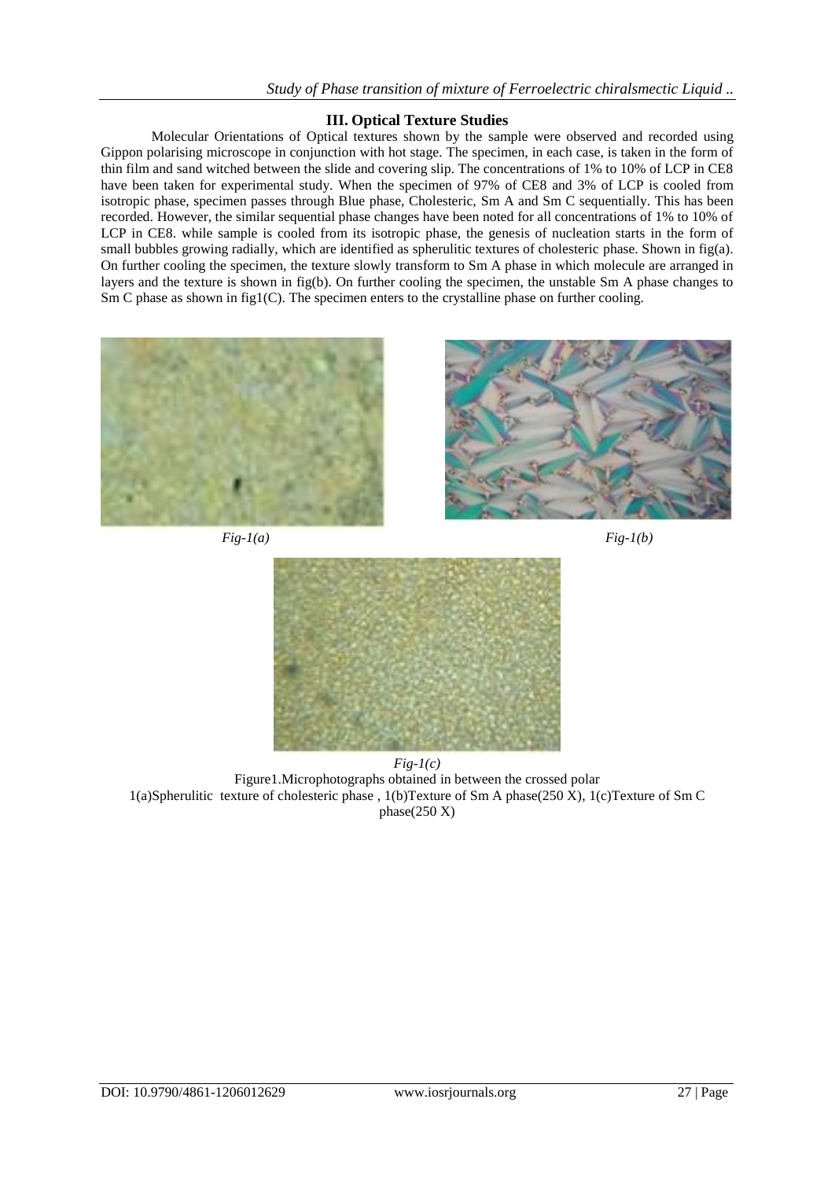### III. Optical Texture Studies

Molecular Orientations of Optical textures shown by the sample were observed and recorded using Gippon polarising microscope in conjunction with hot stage. The specimen, in each case, is taken in the form of thin film and sand witched between the slide and covering slip. The concentrations of 1% to 10% of LCP in CE8 have been taken for experimental study. When the specimen of 97% of CE8 and 3% of LCP is cooled from isotropic phase, specimen passes through Blue phase, Cholesteric, Sm A and Sm C sequentially. This has been recorded. However, the similar sequential phase changes have been noted for all concentrations of 1% to 10% of LCP in CE8. while sample is cooled from its isotropic phase, the genesis of nucleation starts in the form of small bubbles growing radially, which are identified as spherulitic textures of cholesteric phase. Shown in fig(a). On further cooling the specimen, the texture slowly transform to Sm A phase in which molecule are arranged in layers and the texture is shown in fig(b). On further cooling the specimen, the unstable Sm A phase changes to Sm C phase as shown in fig1(C). The specimen enters to the crystalline phase on further cooling.

*Fig-1(a)*

*Fig-1(b)*

*Fig-1(c)*

Figure1.Microphotographs obtained in between the crossed polar
1(a)Spherulitic texture of cholesteric phase , 1(b)Texture of Sm A phase(250 X), 1(c)Texture of Sm C phase(250 X)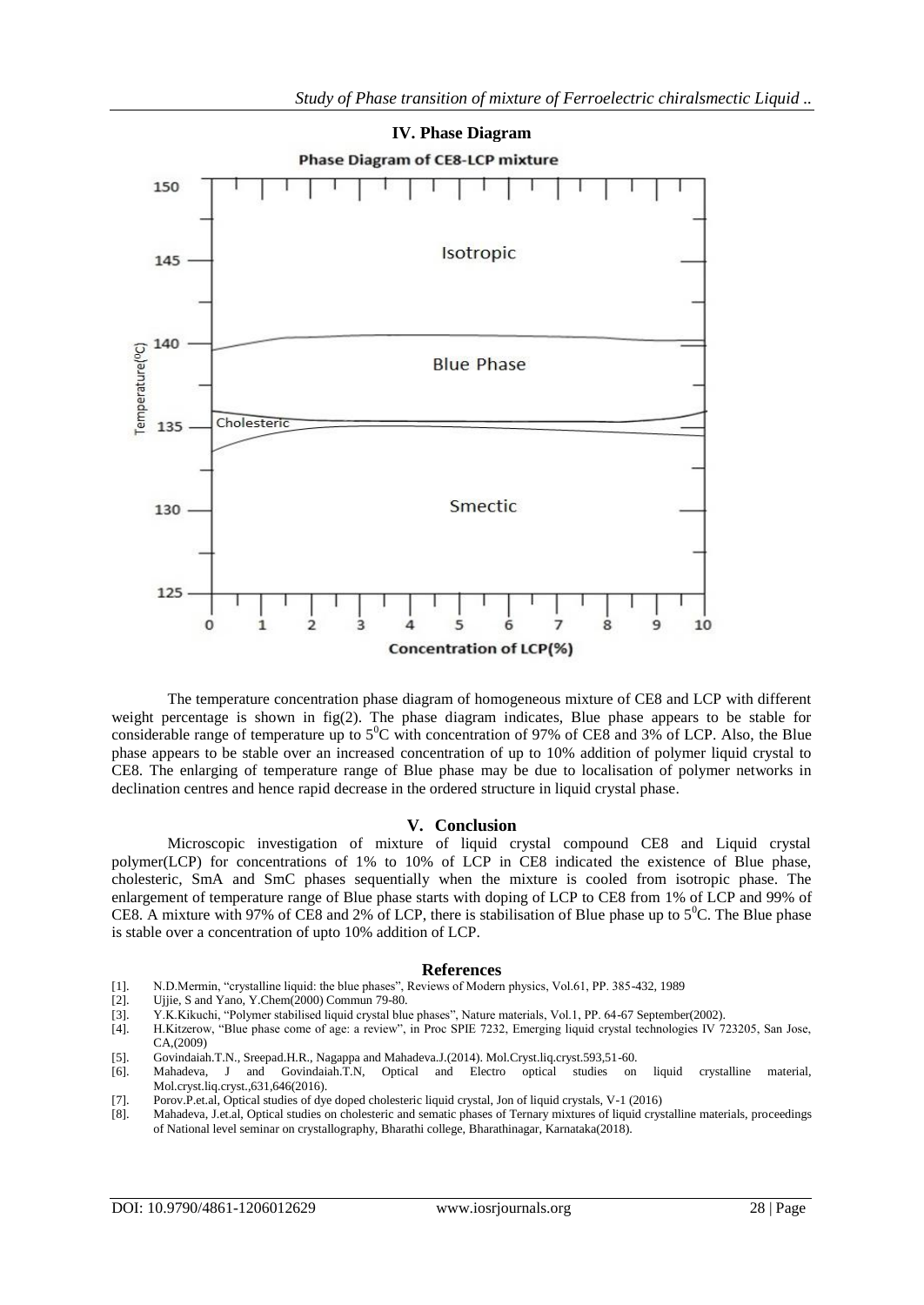## IV. Phase Diagram

The temperature concentration phase diagram of homogeneous mixture of CE8 and LCP with different weight percentage is shown in fig(2). The phase diagram indicates, Blue phase appears to be stable for considerable range of temperature up to $5^0$C with concentration of 97% of CE8 and 3% of LCP. Also, the Blue phase appears to be stable over an increased concentration of up to 10% addition of polymer liquid crystal to CE8. The enlarging of temperature range of Blue phase may be due to localisation of polymer networks in declination centres and hence rapid decrease in the ordered structure in liquid crystal phase.

## V. Conclusion

Microscopic investigation of mixture of liquid crystal compound CE8 and Liquid crystal polymer(LCP) for concentrations of 1% to 10% of LCP in CE8 indicated the existence of Blue phase, cholesteric, SmA and SmC phases sequentially when the mixture is cooled from isotropic phase. The enlargement of temperature range of Blue phase starts with doping of LCP to CE8 from 1% of LCP and 99% of CE8. A mixture with 97% of CE8 and 2% of LCP, there is stabilisation of Blue phase up to $5^0$C. The Blue phase is stable over a concentration of upto 10% addition of LCP.

## References

[1]. N.D.Mermin, "crystalline liquid: the blue phases", Reviews of Modern physics, Vol.61, PP. 385-432, 1989

[2]. Ujjie, S and Yano, Y.Chem(2000) Commun 79-80.

[3]. Y.K.Kikuchi, "Polymer stabilised liquid crystal blue phases", Nature materials, Vol.1, PP. 64-67 September(2002).

[4]. H.Kitzerow, "Blue phase come of age: a review", in Proc SPIE 7232, Emerging liquid crystal technologies IV 723205, San Jose, CA,(2009)

[5]. Govindaiah.T.N., Sreepad.H.R., Nagappa and Mahadeva.J.(2014). Mol.Cryst.liq.cryst.593,51-60.

[6]. Mahadeva, J and Govindaiah.T.N, Optical and Electro optical studies on liquid crystalline material, Mol.cryst.liq.cryst.,631,646(2016).

[7]. Porov.P.et.al, Optical studies of dye doped cholesteric liquid crystal, Jon of liquid crystals, V-1 (2016)

[8]. Mahadeva, J.et.al, Optical studies on cholesteric and sematic phases of Ternary mixtures of liquid crystalline materials, proceedings of National level seminar on crystallography, Bharathi college, Bharathinagar, Karnataka(2018).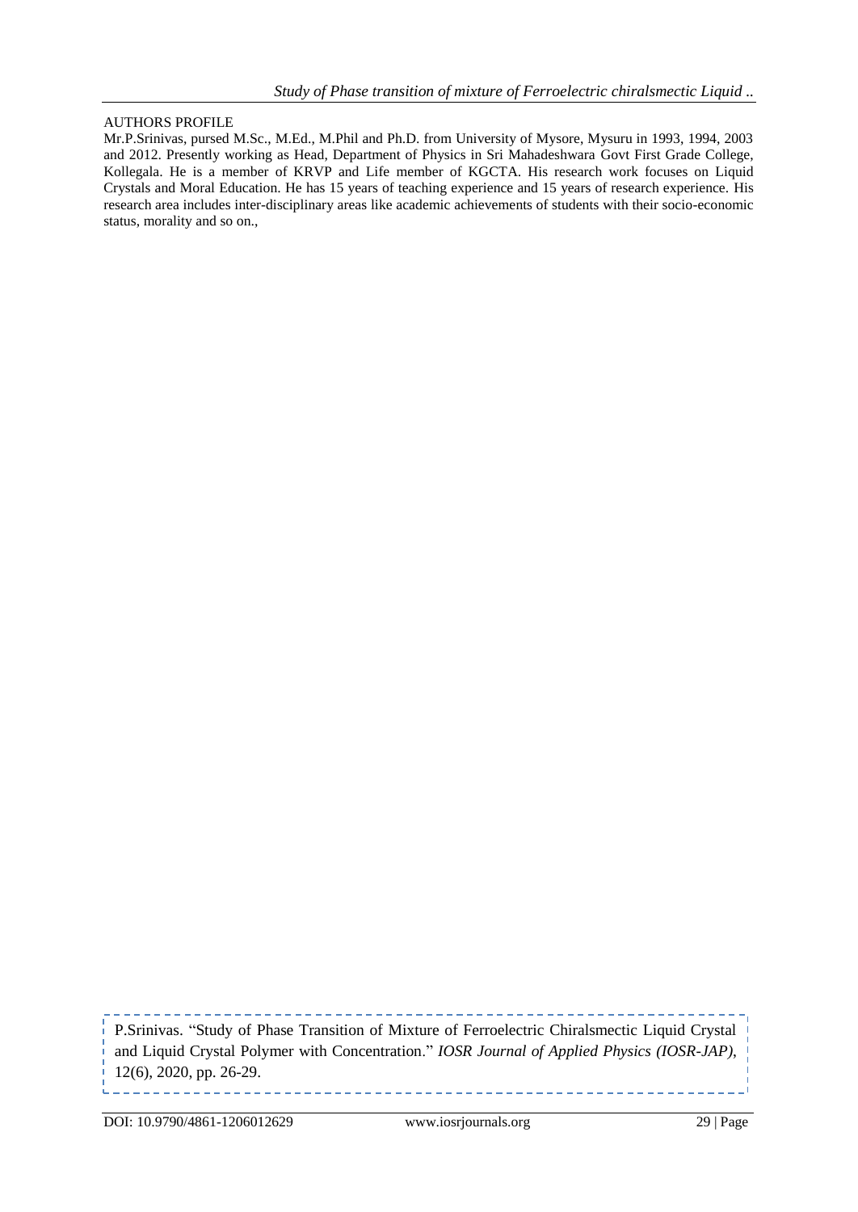AUTHORS PROFILE

Mr.P.Srinivas, pursed M.Sc., M.Ed., M.Phil and Ph.D. from University of Mysore, Mysuru in 1993, 1994, 2003 and 2012. Presently working as Head, Department of Physics in Sri Mahadeshwara Govt First Grade College, Kollegala. He is a member of KRVP and Life member of KGCTA. His research work focuses on Liquid Crystals and Moral Education. He has 15 years of teaching experience and 15 years of research experience. His research area includes inter-disciplinary areas like academic achievements of students with their socio-economic status, morality and so on.,

P.Srinivas. "Study of Phase Transition of Mixture of Ferroelectric Chiralsmectic Liquid Crystal and Liquid Crystal Polymer with Concentration." *IOSR Journal of Applied Physics (IOSR-JAP)*, 12(6), 2020, pp. 26-29.